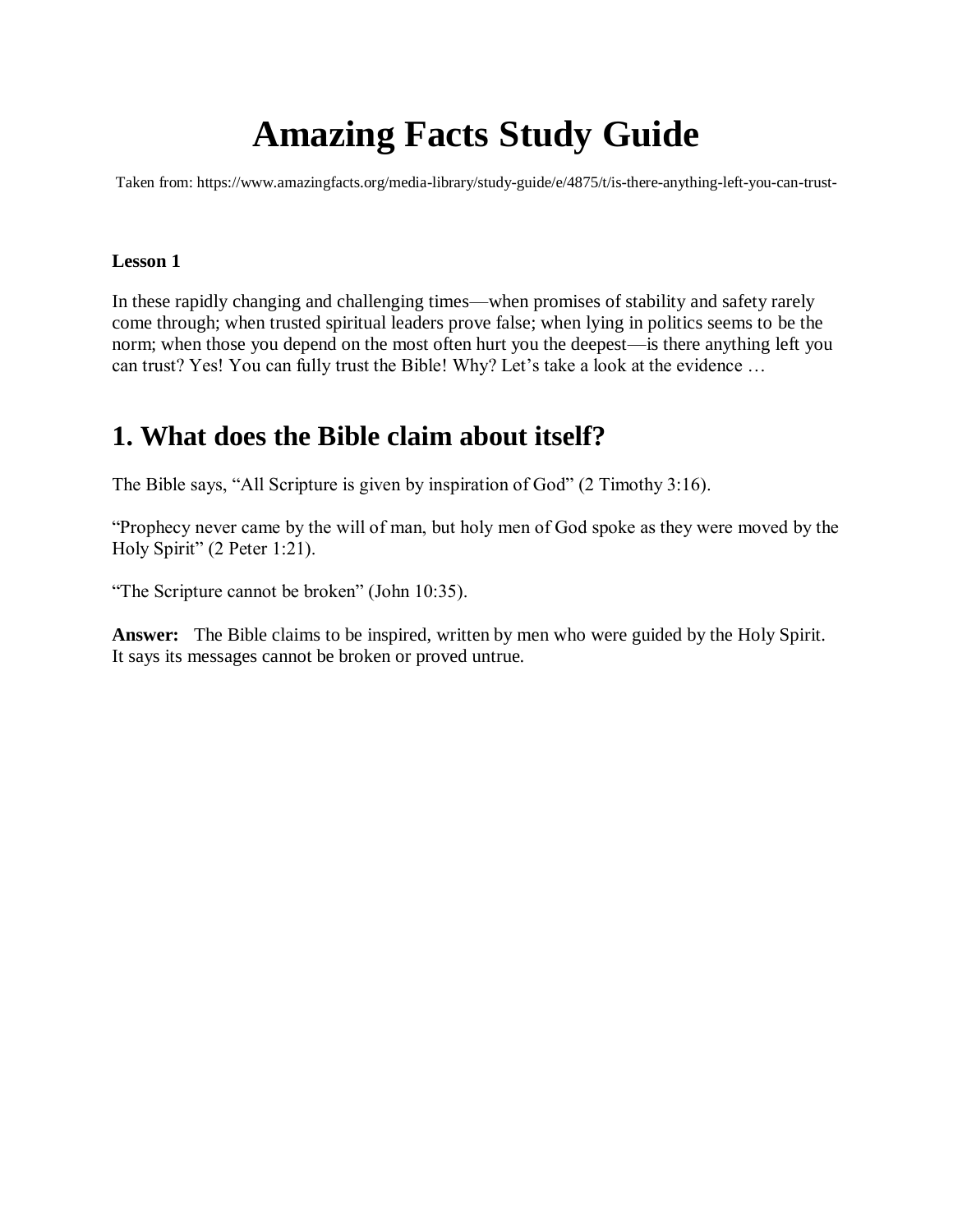# Amazing Facts Study Guide

Taken from: https://www.amazingfacts.org/media-library/study-guide/e/4875/t/is-there-anything-left-you-can-trust-

**Lesson 1**

In these rapidly changing and challenging times—when promises of stability and safety rarely come through; when trusted spiritual leaders prove false; when lying in politics seems to be the norm; when those you depend on the most often hurt you the deepest—is there anything left you can trust? Yes! You can fully trust the Bible! Why? Let's take a look at the evidence …

## 1. What does the Bible claim about itself?

The Bible says, "All Scripture is given by inspiration of God" (2 Timothy 3:16).

"Prophecy never came by the will of man, but holy men of God spoke as they were moved by the Holy Spirit" (2 Peter 1:21).

"The Scripture cannot be broken" (John 10:35).

**Answer:** The Bible claims to be inspired, written by men who were guided by the Holy Spirit. It says its messages cannot be broken or proved untrue.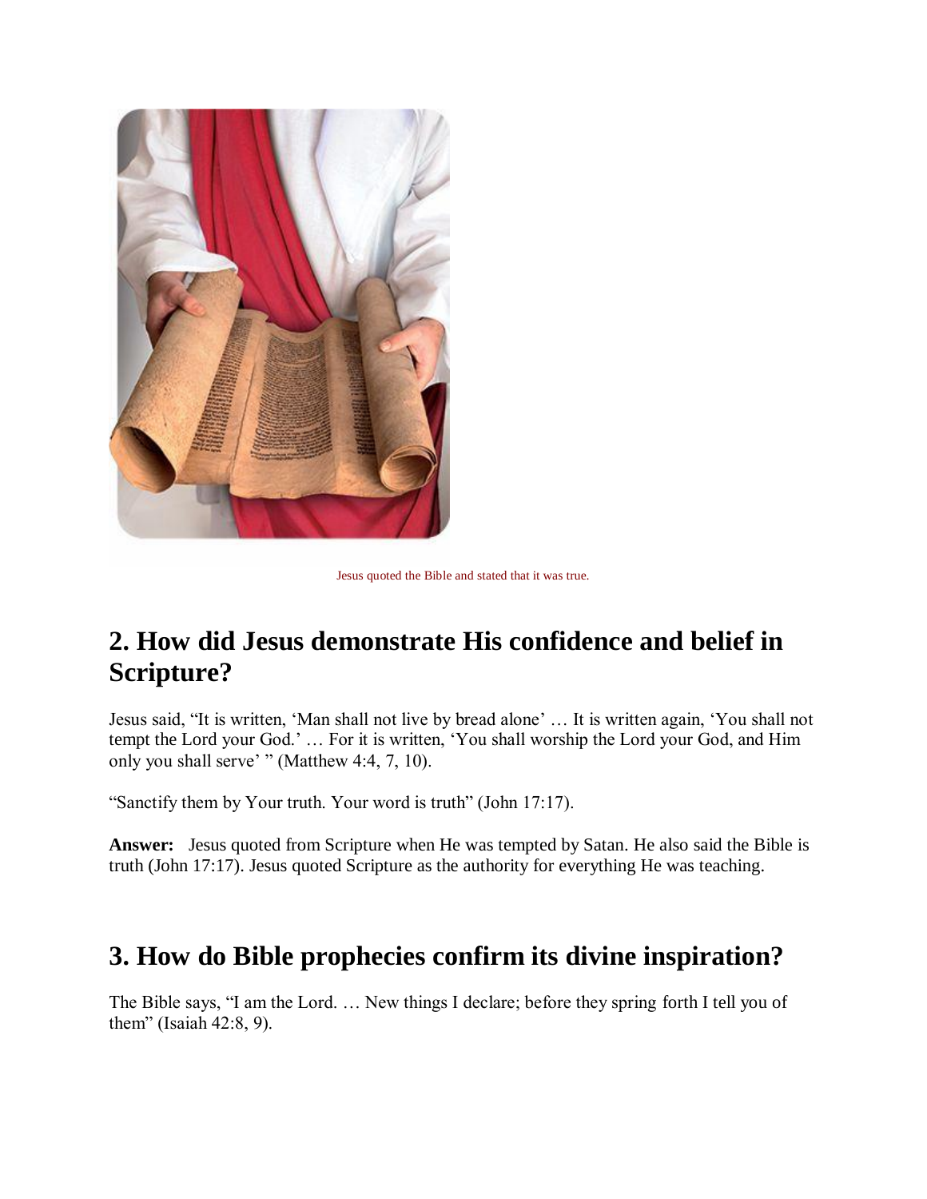Jesus quoted the Bible and stated that it was true.

## 2. How did Jesus demonstrate His confidence and belief in Scripture?

Jesus said, “It is written, ‘Man shall not live by bread alone’ … It is written again, ‘You shall not tempt the Lord your God.’ … For it is written, ‘You shall worship the Lord your God, and Him only you shall serve’ ” (Matthew 4:4, 7, 10).

“Sanctify them by Your truth. Your word is truth” (John 17:17).

**Answer:** Jesus quoted from Scripture when He was tempted by Satan. He also said the Bible is truth (John 17:17). Jesus quoted Scripture as the authority for everything He was teaching.

## 3. How do Bible prophecies confirm its divine inspiration?

The Bible says, “I am the Lord. … New things I declare; before they spring forth I tell you of them” (Isaiah 42:8, 9).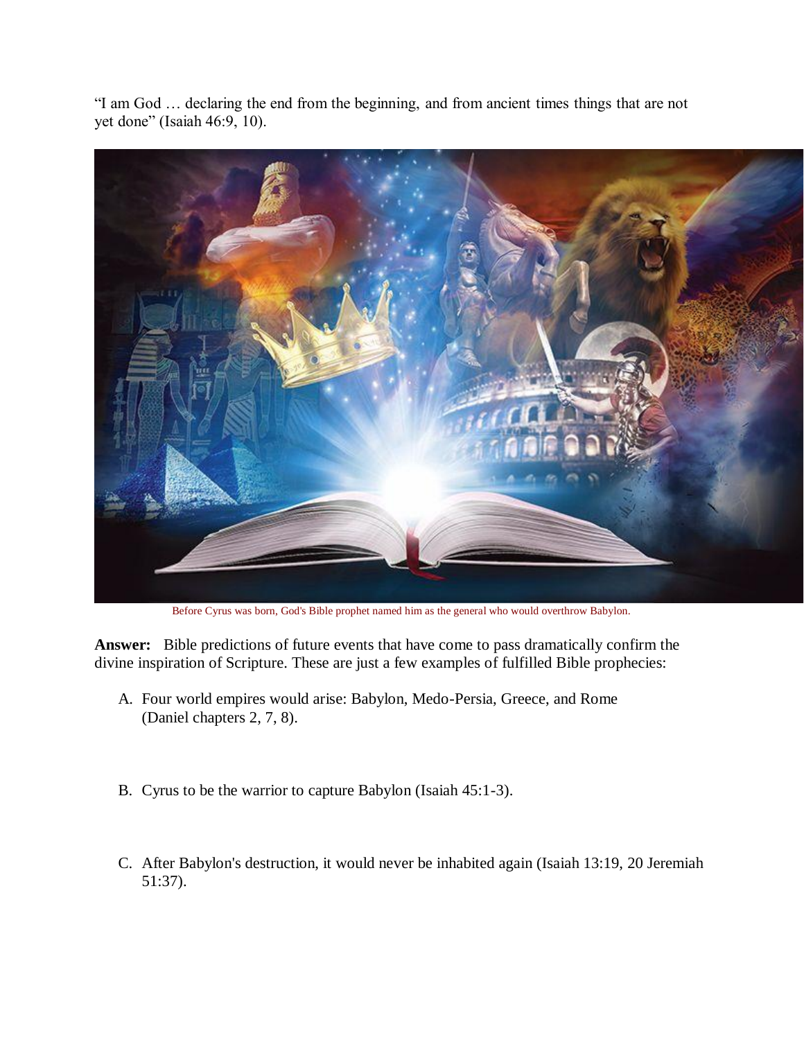"I am God … declaring the end from the beginning, and from ancient times things that are not yet done" (Isaiah 46:9, 10).

Before Cyrus was born, God's Bible prophet named him as the general who would overthrow Babylon.

**Answer:** Bible predictions of future events that have come to pass dramatically confirm the divine inspiration of Scripture. These are just a few examples of fulfilled Bible prophecies:

A. Four world empires would arise: Babylon, Medo-Persia, Greece, and Rome (Daniel chapters 2, 7, 8).

B. Cyrus to be the warrior to capture Babylon (Isaiah 45:1-3).

C. After Babylon's destruction, it would never be inhabited again (Isaiah 13:19, 20 Jeremiah 51:37).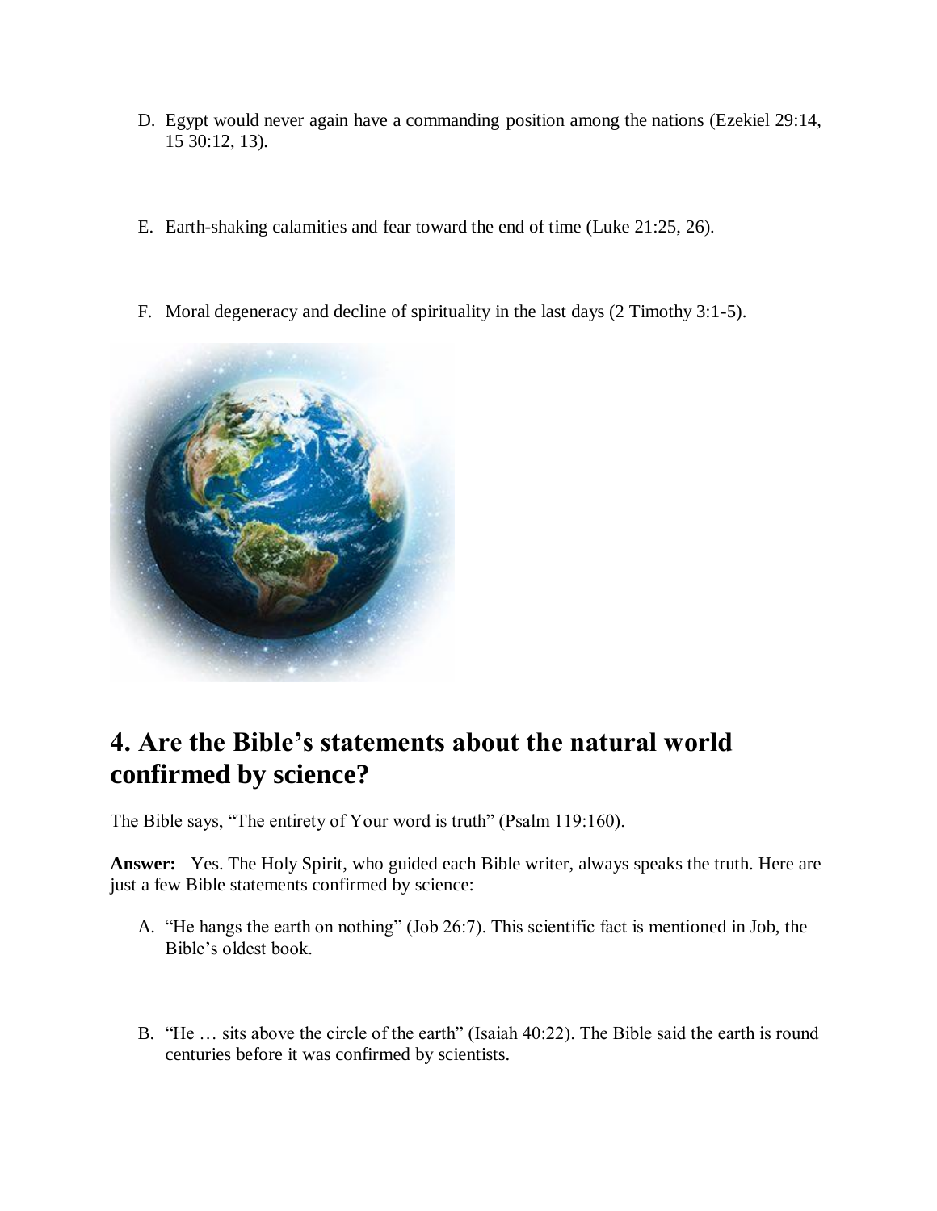D. Egypt would never again have a commanding position among the nations (Ezekiel 29:14, 15 30:12, 13).

E. Earth-shaking calamities and fear toward the end of time (Luke 21:25, 26).

F. Moral degeneracy and decline of spirituality in the last days (2 Timothy 3:1-5).

## 4. Are the Bible's statements about the natural world confirmed by science?

The Bible says, "The entirety of Your word is truth" (Psalm 119:160).

**Answer:** Yes. The Holy Spirit, who guided each Bible writer, always speaks the truth. Here are just a few Bible statements confirmed by science:

A. "He hangs the earth on nothing" (Job 26:7). This scientific fact is mentioned in Job, the Bible's oldest book.

B. "He … sits above the circle of the earth" (Isaiah 40:22). The Bible said the earth is round centuries before it was confirmed by scientists.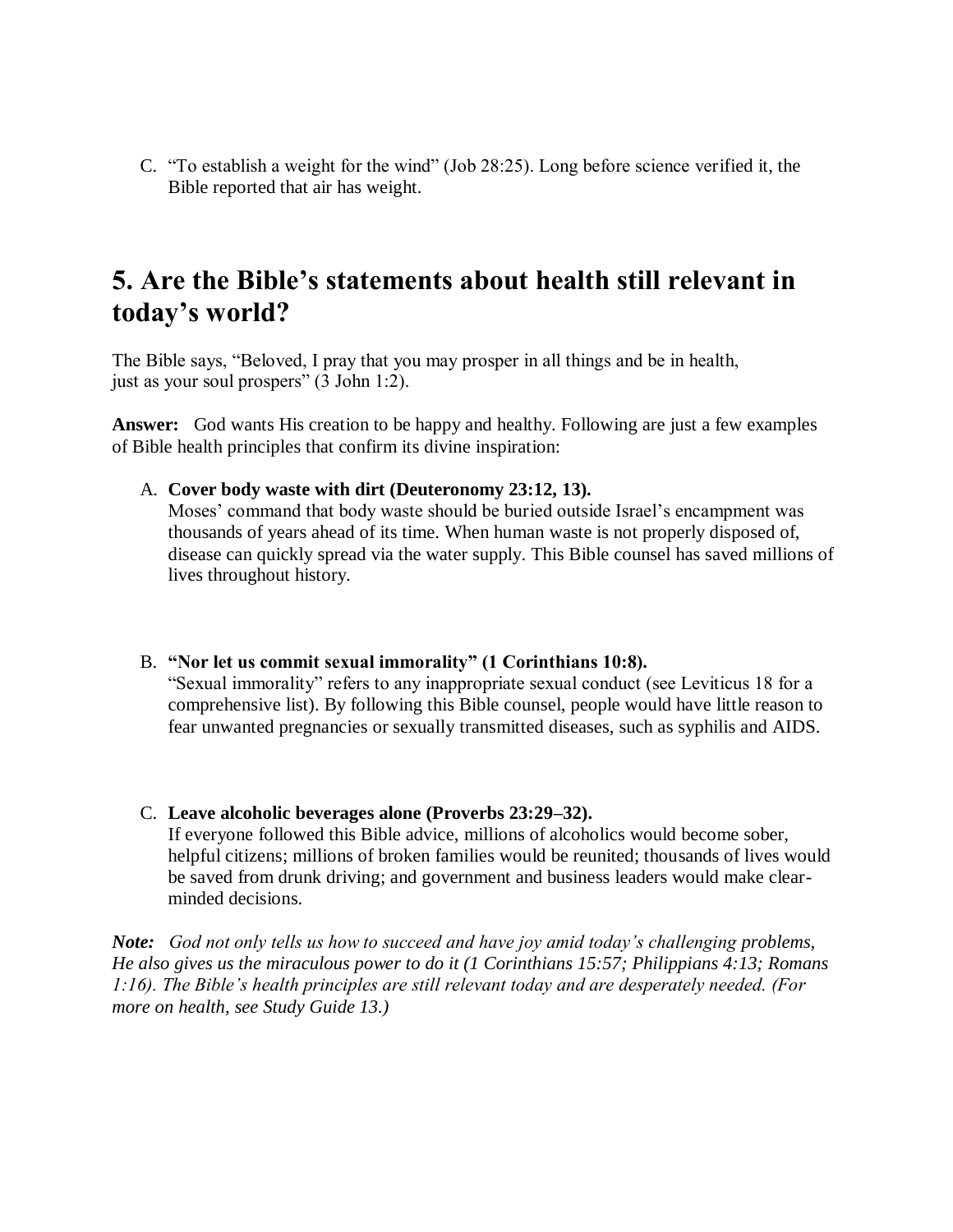C. "To establish a weight for the wind" (Job 28:25). Long before science verified it, the Bible reported that air has weight.

## 5. Are the Bible's statements about health still relevant in today's world?

The Bible says, "Beloved, I pray that you may prosper in all things and be in health, just as your soul prospers" (3 John 1:2).

**Answer:** God wants His creation to be happy and healthy. Following are just a few examples of Bible health principles that confirm its divine inspiration:

A. **Cover body waste with dirt (Deuteronomy 23:12, 13).**
Moses' command that body waste should be buried outside Israel's encampment was thousands of years ahead of its time. When human waste is not properly disposed of, disease can quickly spread via the water supply. This Bible counsel has saved millions of lives throughout history.

B. **"Nor let us commit sexual immorality" (1 Corinthians 10:8).**
"Sexual immorality" refers to any inappropriate sexual conduct (see Leviticus 18 for a comprehensive list). By following this Bible counsel, people would have little reason to fear unwanted pregnancies or sexually transmitted diseases, such as syphilis and AIDS.

C. **Leave alcoholic beverages alone (Proverbs 23:29–32).**
If everyone followed this Bible advice, millions of alcoholics would become sober, helpful citizens; millions of broken families would be reunited; thousands of lives would be saved from drunk driving; and government and business leaders would make clear-minded decisions.

***Note:*** *God not only tells us how to succeed and have joy amid today's challenging problems, He also gives us the miraculous power to do it (1 Corinthians 15:57; Philippians 4:13; Romans 1:16). The Bible's health principles are still relevant today and are desperately needed. (For more on health, see Study Guide 13.)*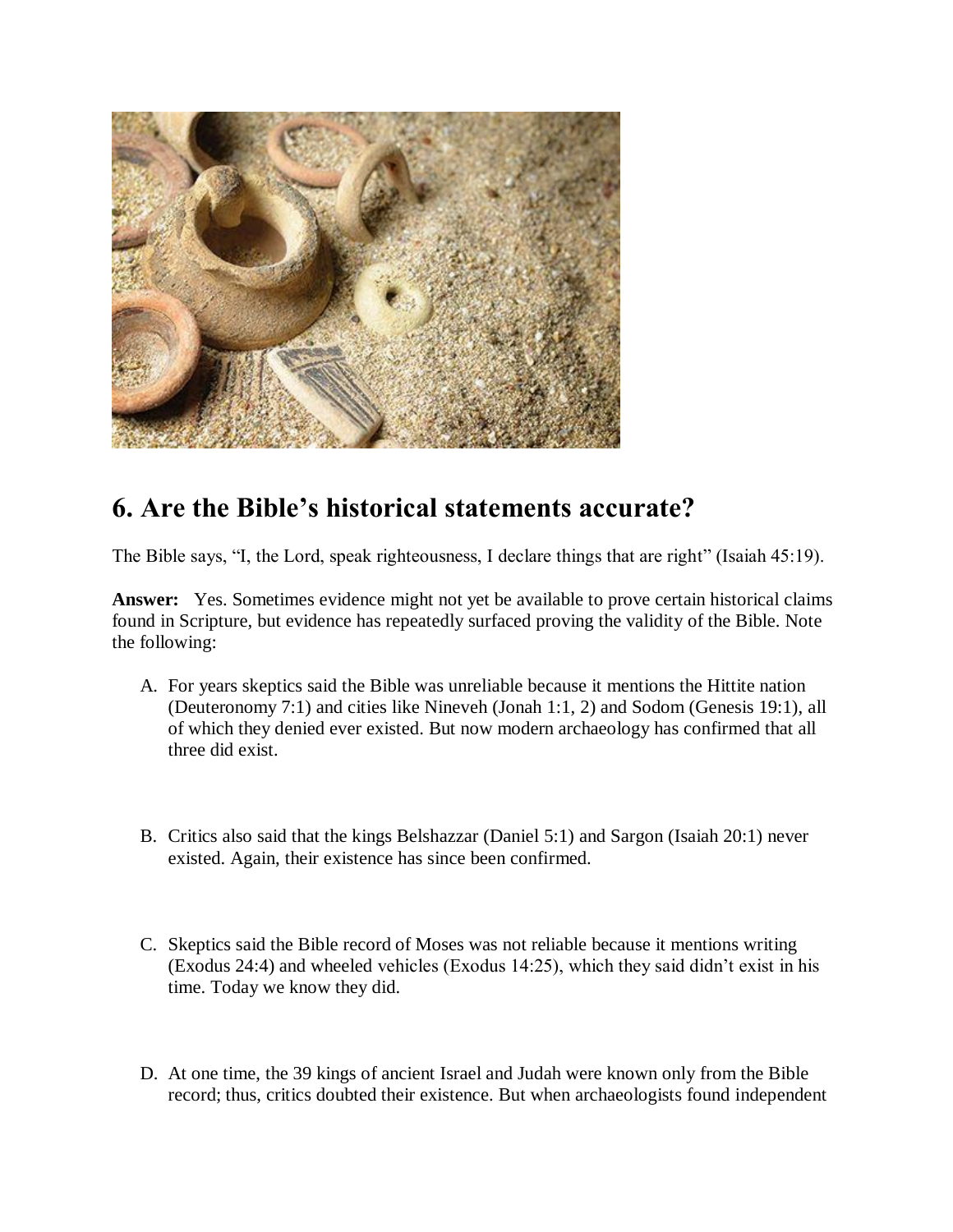## 6. Are the Bible's historical statements accurate?

The Bible says, "I, the Lord, speak righteousness, I declare things that are right" (Isaiah 45:19).

**Answer:** Yes. Sometimes evidence might not yet be available to prove certain historical claims found in Scripture, but evidence has repeatedly surfaced proving the validity of the Bible. Note the following:

A. For years skeptics said the Bible was unreliable because it mentions the Hittite nation (Deuteronomy 7:1) and cities like Nineveh (Jonah 1:1, 2) and Sodom (Genesis 19:1), all of which they denied ever existed. But now modern archaeology has confirmed that all three did exist.

B. Critics also said that the kings Belshazzar (Daniel 5:1) and Sargon (Isaiah 20:1) never existed. Again, their existence has since been confirmed.

C. Skeptics said the Bible record of Moses was not reliable because it mentions writing (Exodus 24:4) and wheeled vehicles (Exodus 14:25), which they said didn't exist in his time. Today we know they did.

D. At one time, the 39 kings of ancient Israel and Judah were known only from the Bible record; thus, critics doubted their existence. But when archaeologists found independent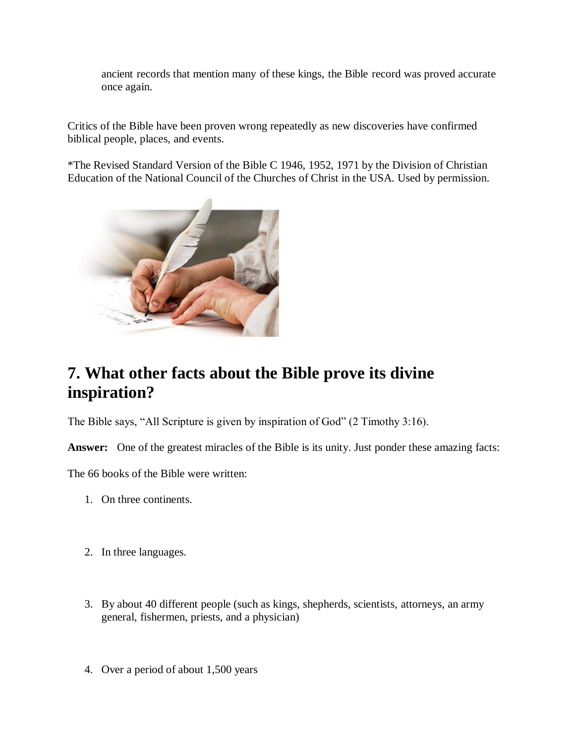ancient records that mention many of these kings, the Bible record was proved accurate once again.

Critics of the Bible have been proven wrong repeatedly as new discoveries have confirmed biblical people, places, and events.

*The Revised Standard Version of the Bible C 1946, 1952, 1971 by the Division of Christian Education of the National Council of the Churches of Christ in the USA. Used by permission.

## 7. What other facts about the Bible prove its divine inspiration?

The Bible says, "All Scripture is given by inspiration of God" (2 Timothy 3:16).

**Answer:** One of the greatest miracles of the Bible is its unity. Just ponder these amazing facts:

The 66 books of the Bible were written:

1. On three continents.
2. In three languages.
3. By about 40 different people (such as kings, shepherds, scientists, attorneys, an army general, fishermen, priests, and a physician)
4. Over a period of about 1,500 years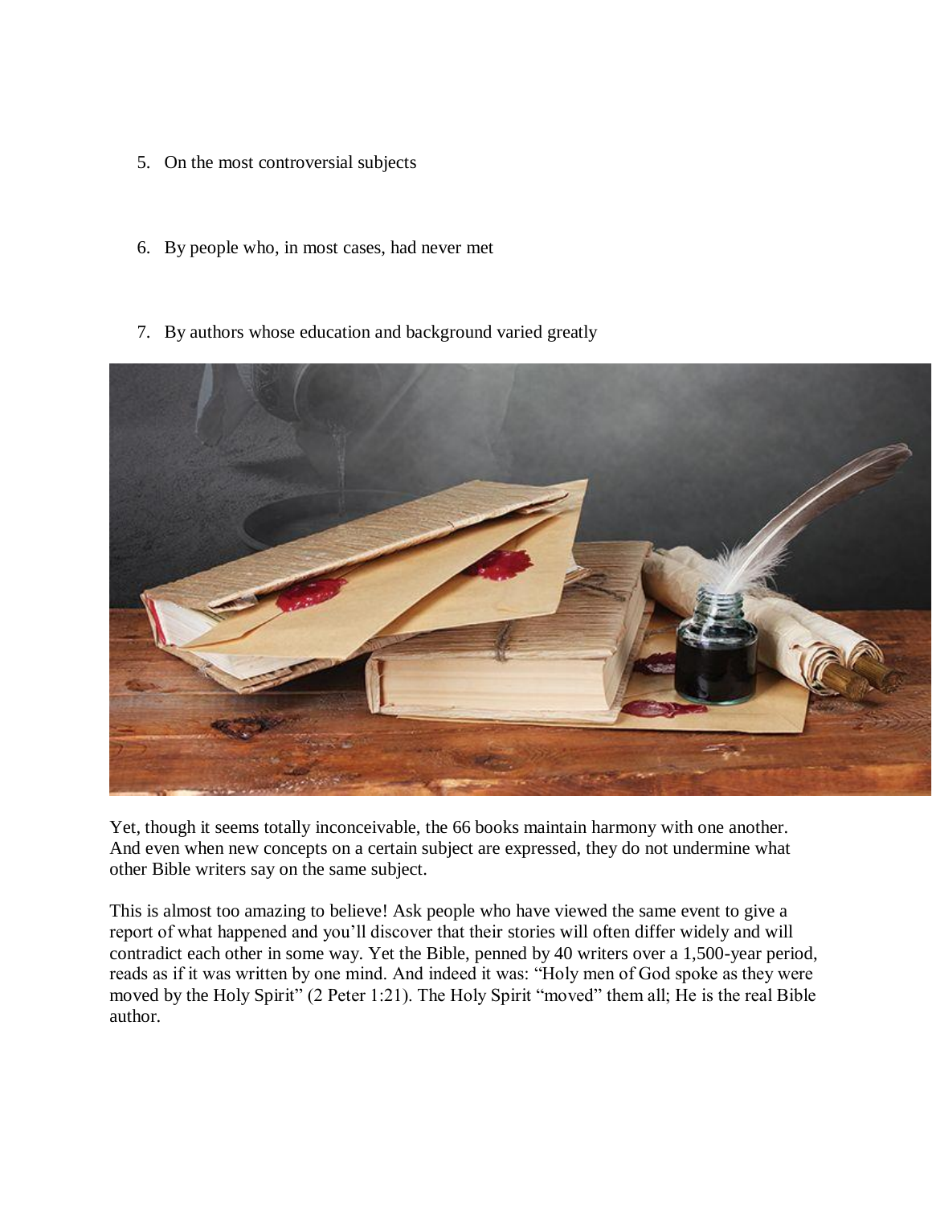5. On the most controversial subjects

6. By people who, in most cases, had never met

7. By authors whose education and background varied greatly

Yet, though it seems totally inconceivable, the 66 books maintain harmony with one another. And even when new concepts on a certain subject are expressed, they do not undermine what other Bible writers say on the same subject.

This is almost too amazing to believe! Ask people who have viewed the same event to give a report of what happened and you'll discover that their stories will often differ widely and will contradict each other in some way. Yet the Bible, penned by 40 writers over a 1,500-year period, reads as if it was written by one mind. And indeed it was: "Holy men of God spoke as they were moved by the Holy Spirit" (2 Peter 1:21). The Holy Spirit "moved" them all; He is the real Bible author.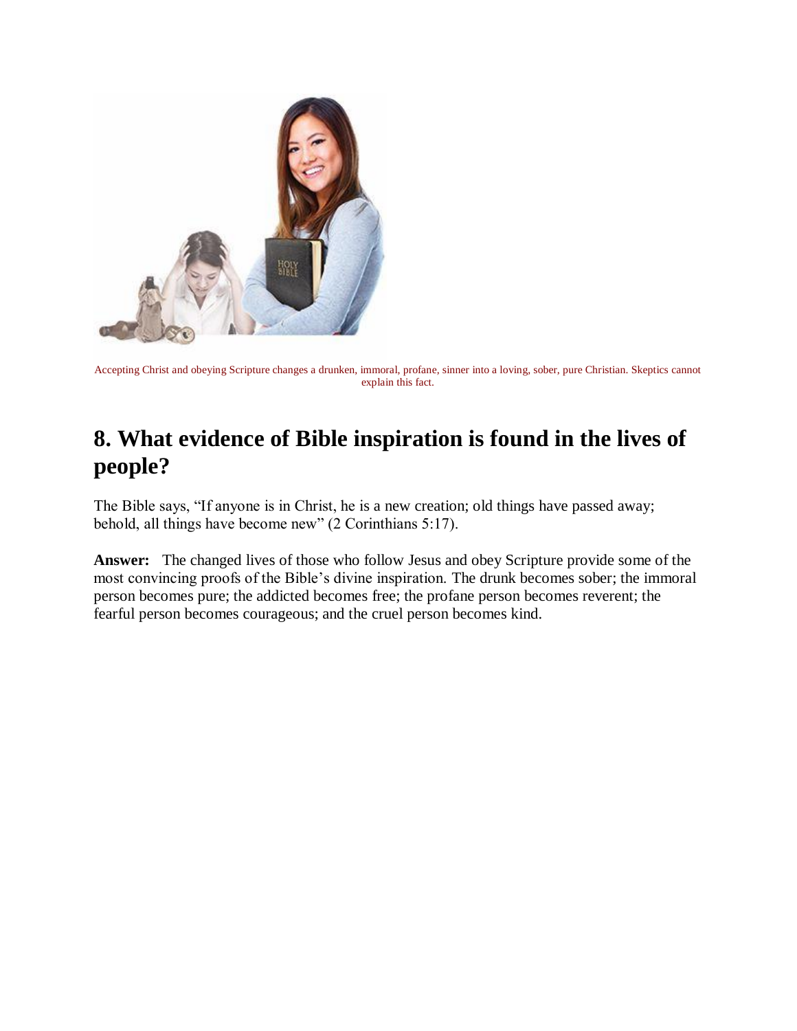Accepting Christ and obeying Scripture changes a drunken, immoral, profane, sinner into a loving, sober, pure Christian. Skeptics cannot explain this fact.

## 8. What evidence of Bible inspiration is found in the lives of people?

The Bible says, "If anyone is in Christ, he is a new creation; old things have passed away; behold, all things have become new" (2 Corinthians 5:17).

**Answer:** The changed lives of those who follow Jesus and obey Scripture provide some of the most convincing proofs of the Bible's divine inspiration. The drunk becomes sober; the immoral person becomes pure; the addicted becomes free; the profane person becomes reverent; the fearful person becomes courageous; and the cruel person becomes kind.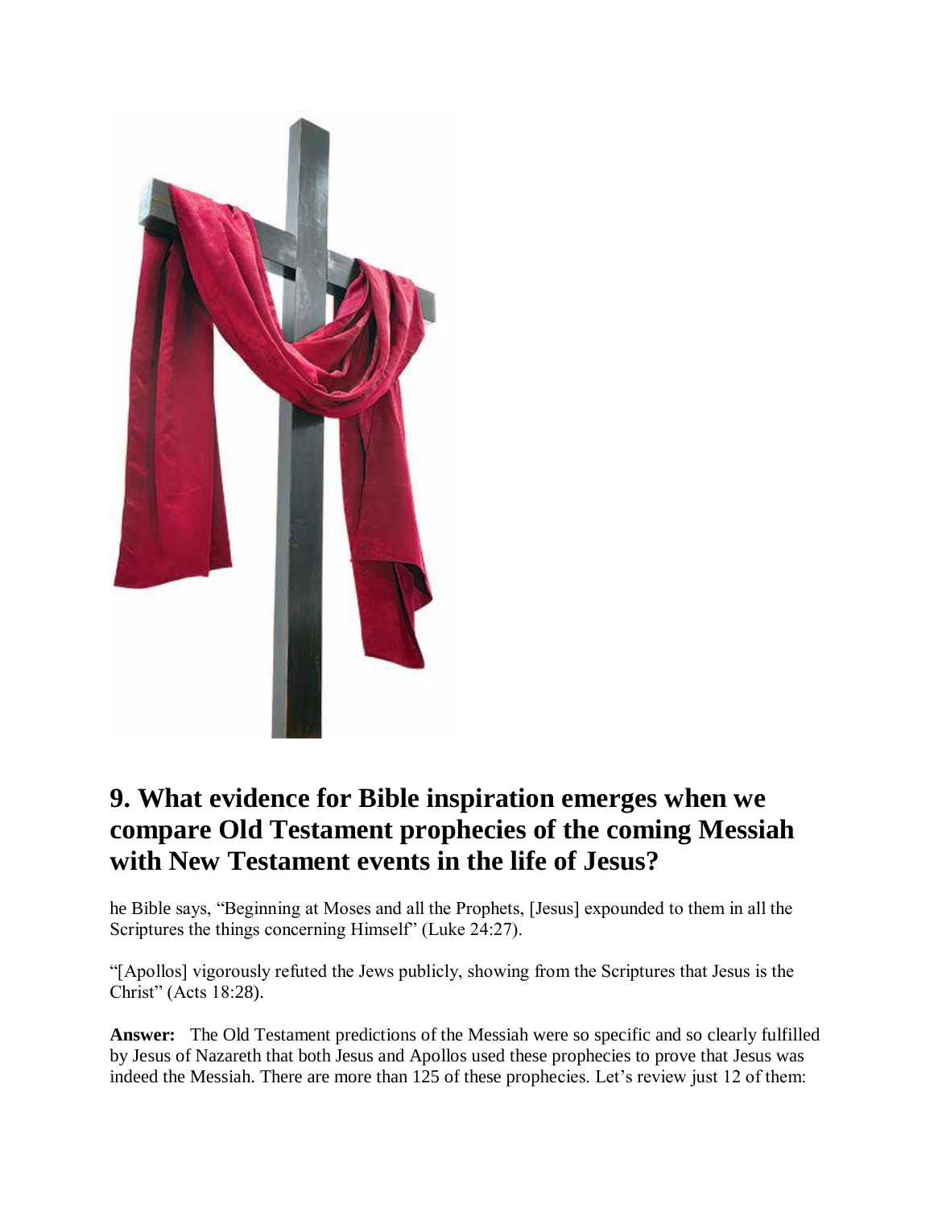## 9. What evidence for Bible inspiration emerges when we compare Old Testament prophecies of the coming Messiah with New Testament events in the life of Jesus?

he Bible says, “Beginning at Moses and all the Prophets, [Jesus] expounded to them in all the Scriptures the things concerning Himself” (Luke 24:27).

“[Apollos] vigorously refuted the Jews publicly, showing from the Scriptures that Jesus is the Christ” (Acts 18:28).

**Answer:** The Old Testament predictions of the Messiah were so specific and so clearly fulfilled by Jesus of Nazareth that both Jesus and Apollos used these prophecies to prove that Jesus was indeed the Messiah. There are more than 125 of these prophecies. Let’s review just 12 of them: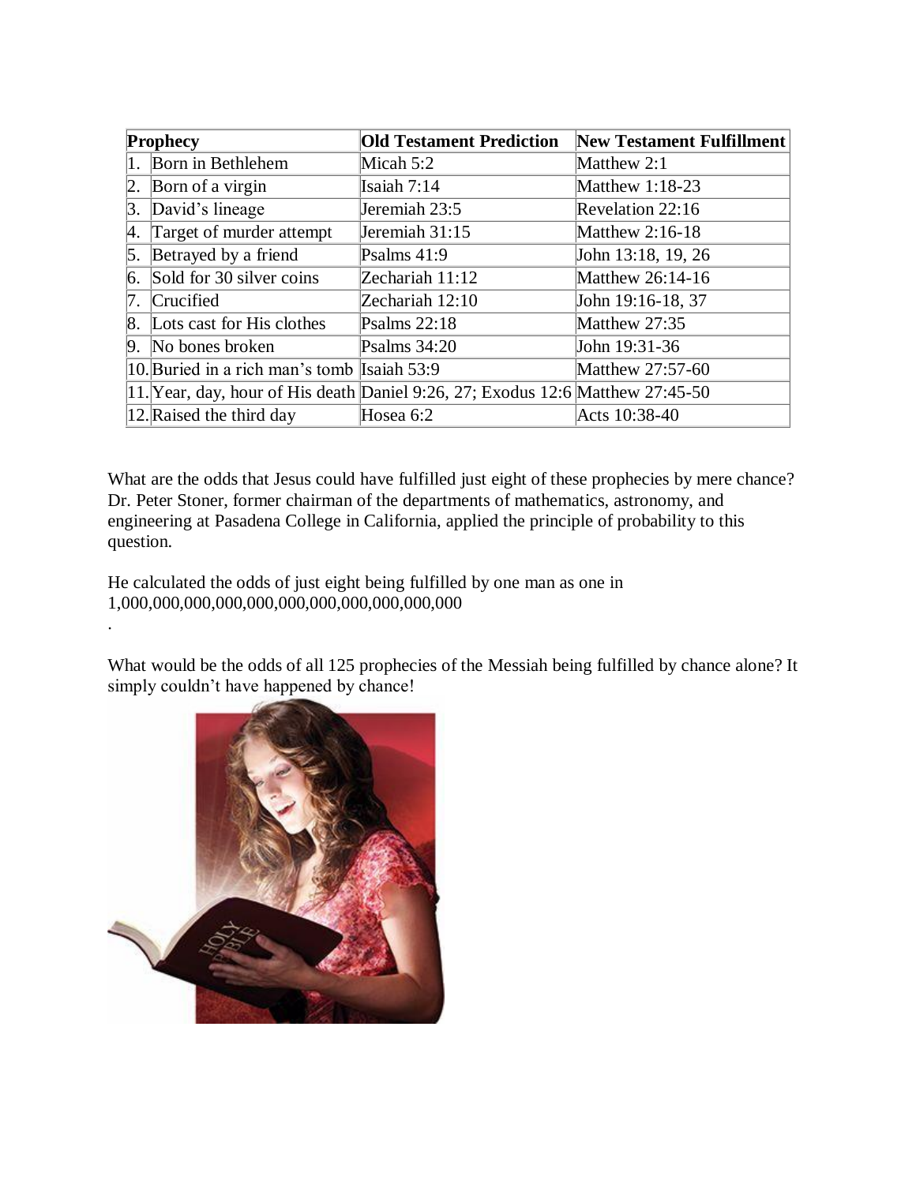| Prophecy | Old Testament Prediction | New Testament Fulfillment |
|---|---|---|
| 1. Born in Bethlehem | Micah 5:2 | Matthew 2:1 |
| 2. Born of a virgin | Isaiah 7:14 | Matthew 1:18-23 |
| 3. David's lineage | Jeremiah 23:5 | Revelation 22:16 |
| 4. Target of murder attempt | Jeremiah 31:15 | Matthew 2:16-18 |
| 5. Betrayed by a friend | Psalms 41:9 | John 13:18, 19, 26 |
| 6. Sold for 30 silver coins | Zechariah 11:12 | Matthew 26:14-16 |
| 7. Crucified | Zechariah 12:10 | John 19:16-18, 37 |
| 8. Lots cast for His clothes | Psalms 22:18 | Matthew 27:35 |
| 9. No bones broken | Psalms 34:20 | John 19:31-36 |
| 10. Buried in a rich man's tomb | Isaiah 53:9 | Matthew 27:57-60 |
| 11. Year, day, hour of His death | Daniel 9:26, 27; Exodus 12:6 | Matthew 27:45-50 |
| 12. Raised the third day | Hosea 6:2 | Acts 10:38-40 |

What are the odds that Jesus could have fulfilled just eight of these prophecies by mere chance? Dr. Peter Stoner, former chairman of the departments of mathematics, astronomy, and engineering at Pasadena College in California, applied the principle of probability to this question.

He calculated the odds of just eight being fulfilled by one man as one in 1,000,000,000,000,000,000,000,000,000,000,000,000

.

What would be the odds of all 125 prophecies of the Messiah being fulfilled by chance alone? It simply couldn't have happened by chance!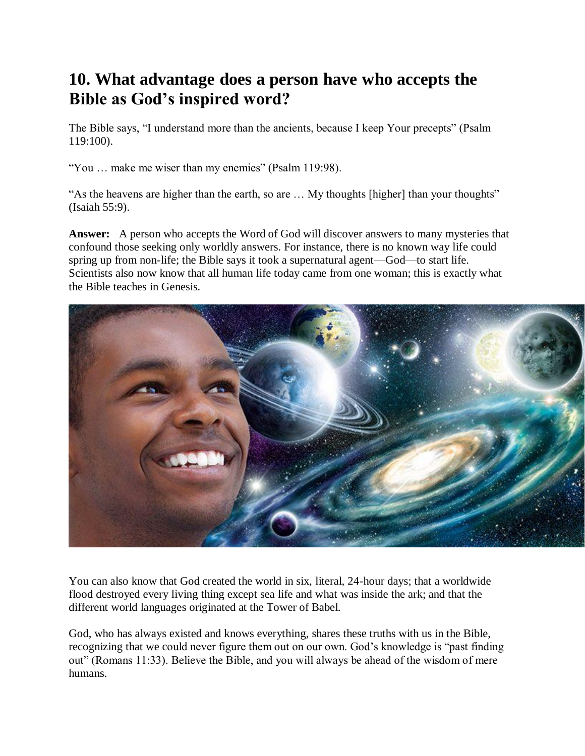## 10. What advantage does a person have who accepts the Bible as God's inspired word?

The Bible says, "I understand more than the ancients, because I keep Your precepts" (Psalm 119:100).

"You … make me wiser than my enemies" (Psalm 119:98).

"As the heavens are higher than the earth, so are … My thoughts [higher] than your thoughts" (Isaiah 55:9).

**Answer:** A person who accepts the Word of God will discover answers to many mysteries that confound those seeking only worldly answers. For instance, there is no known way life could spring up from non-life; the Bible says it took a supernatural agent—God—to start life. Scientists also now know that all human life today came from one woman; this is exactly what the Bible teaches in Genesis.

You can also know that God created the world in six, literal, 24-hour days; that a worldwide flood destroyed every living thing except sea life and what was inside the ark; and that the different world languages originated at the Tower of Babel.

God, who has always existed and knows everything, shares these truths with us in the Bible, recognizing that we could never figure them out on our own. God's knowledge is "past finding out" (Romans 11:33). Believe the Bible, and you will always be ahead of the wisdom of mere humans.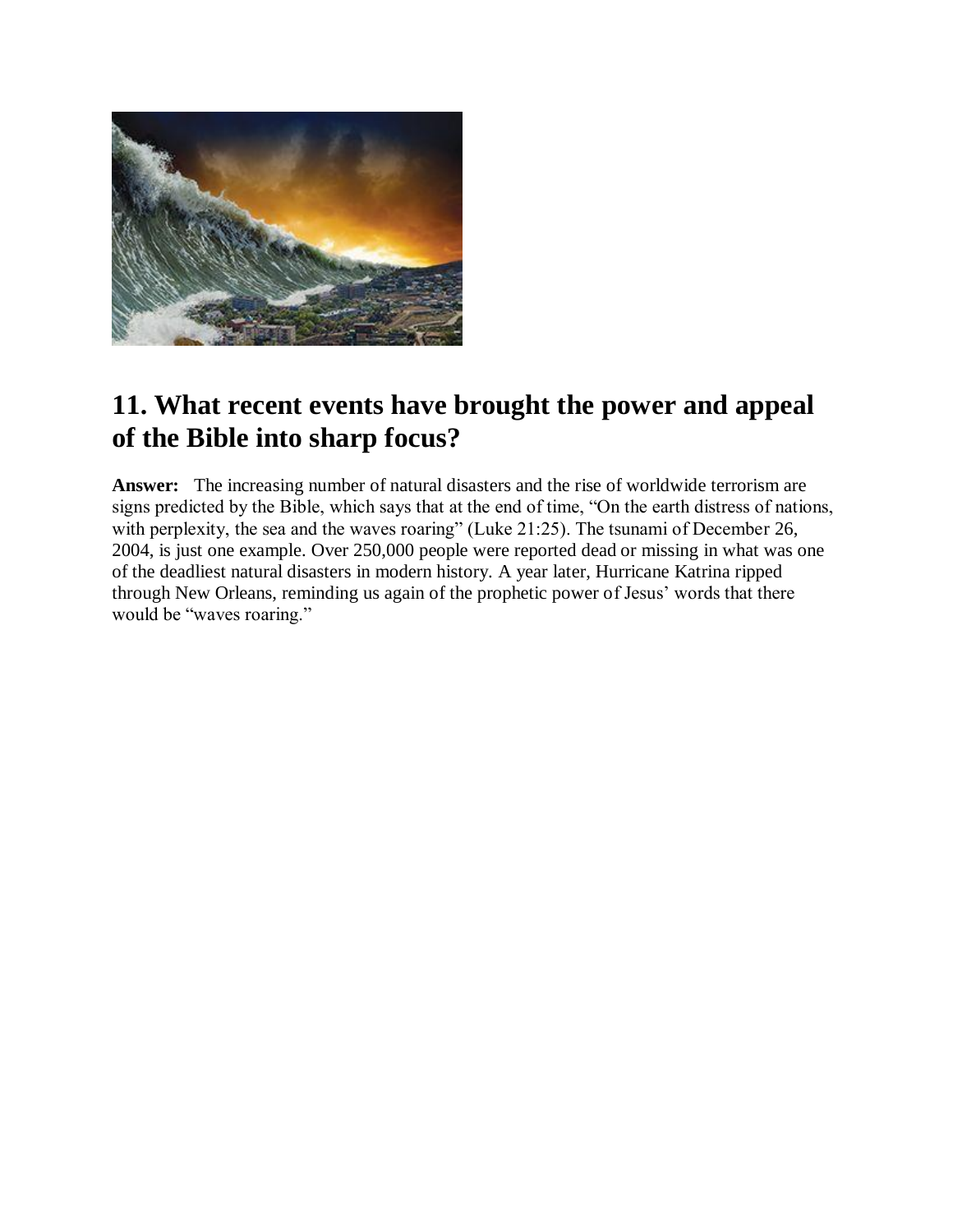## 11. What recent events have brought the power and appeal of the Bible into sharp focus?

**Answer:** The increasing number of natural disasters and the rise of worldwide terrorism are signs predicted by the Bible, which says that at the end of time, "On the earth distress of nations, with perplexity, the sea and the waves roaring" (Luke 21:25). The tsunami of December 26, 2004, is just one example. Over 250,000 people were reported dead or missing in what was one of the deadliest natural disasters in modern history. A year later, Hurricane Katrina ripped through New Orleans, reminding us again of the prophetic power of Jesus' words that there would be "waves roaring."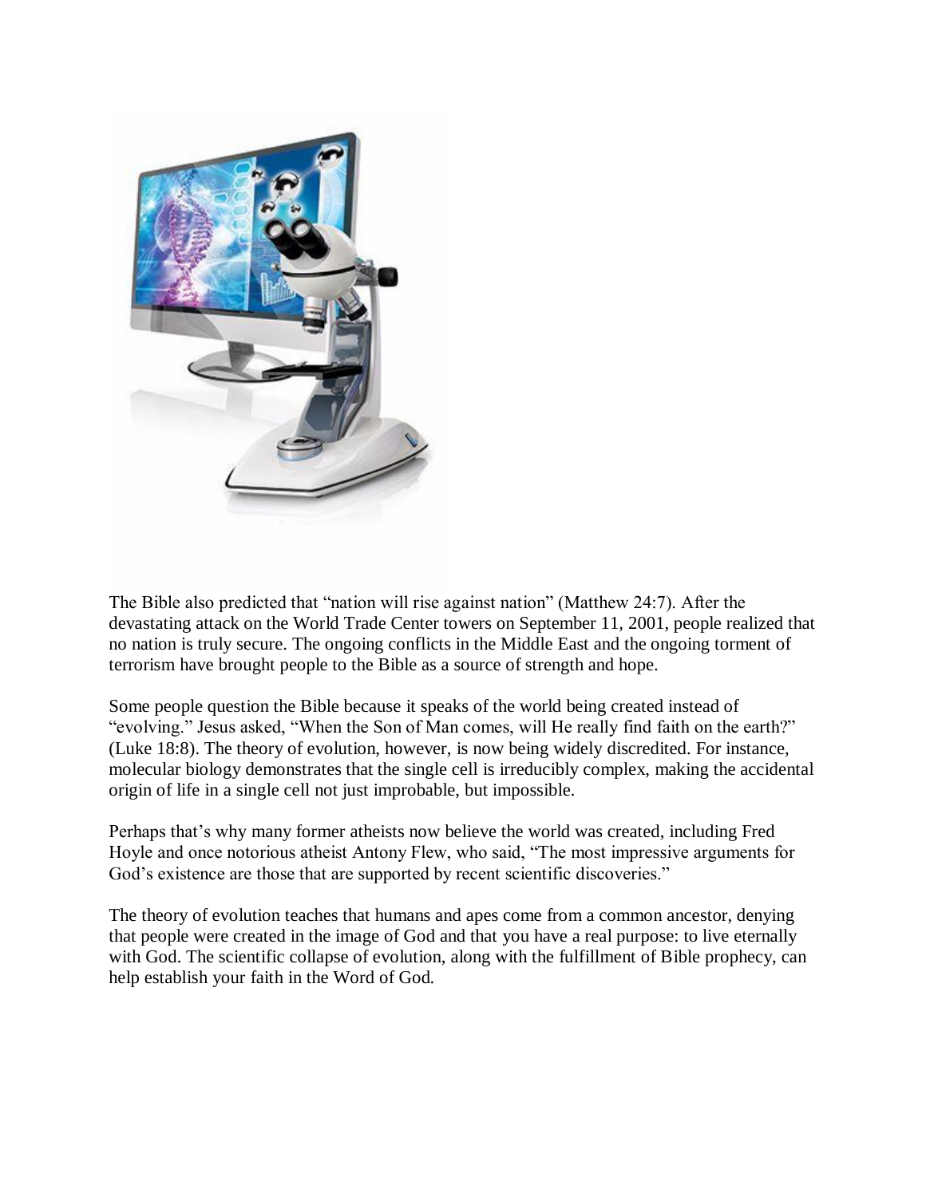The Bible also predicted that "nation will rise against nation" (Matthew 24:7). After the devastating attack on the World Trade Center towers on September 11, 2001, people realized that no nation is truly secure. The ongoing conflicts in the Middle East and the ongoing torment of terrorism have brought people to the Bible as a source of strength and hope.

Some people question the Bible because it speaks of the world being created instead of "evolving." Jesus asked, "When the Son of Man comes, will He really find faith on the earth?" (Luke 18:8). The theory of evolution, however, is now being widely discredited. For instance, molecular biology demonstrates that the single cell is irreducibly complex, making the accidental origin of life in a single cell not just improbable, but impossible.

Perhaps that's why many former atheists now believe the world was created, including Fred Hoyle and once notorious atheist Antony Flew, who said, "The most impressive arguments for God's existence are those that are supported by recent scientific discoveries."

The theory of evolution teaches that humans and apes come from a common ancestor, denying that people were created in the image of God and that you have a real purpose: to live eternally with God. The scientific collapse of evolution, along with the fulfillment of Bible prophecy, can help establish your faith in the Word of God.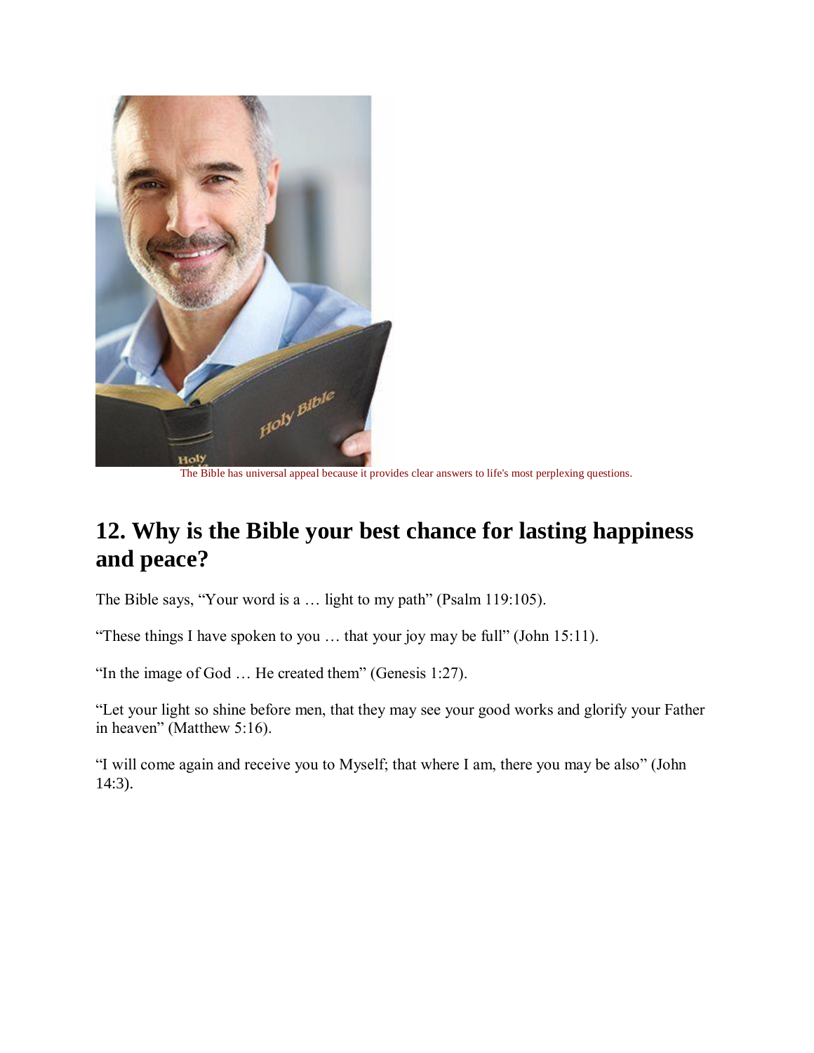The Bible has universal appeal because it provides clear answers to life's most perplexing questions.

## 12. Why is the Bible your best chance for lasting happiness and peace?

The Bible says, "Your word is a … light to my path" (Psalm 119:105).

"These things I have spoken to you … that your joy may be full" (John 15:11).

"In the image of God … He created them" (Genesis 1:27).

"Let your light so shine before men, that they may see your good works and glorify your Father in heaven" (Matthew 5:16).

"I will come again and receive you to Myself; that where I am, there you may be also" (John 14:3).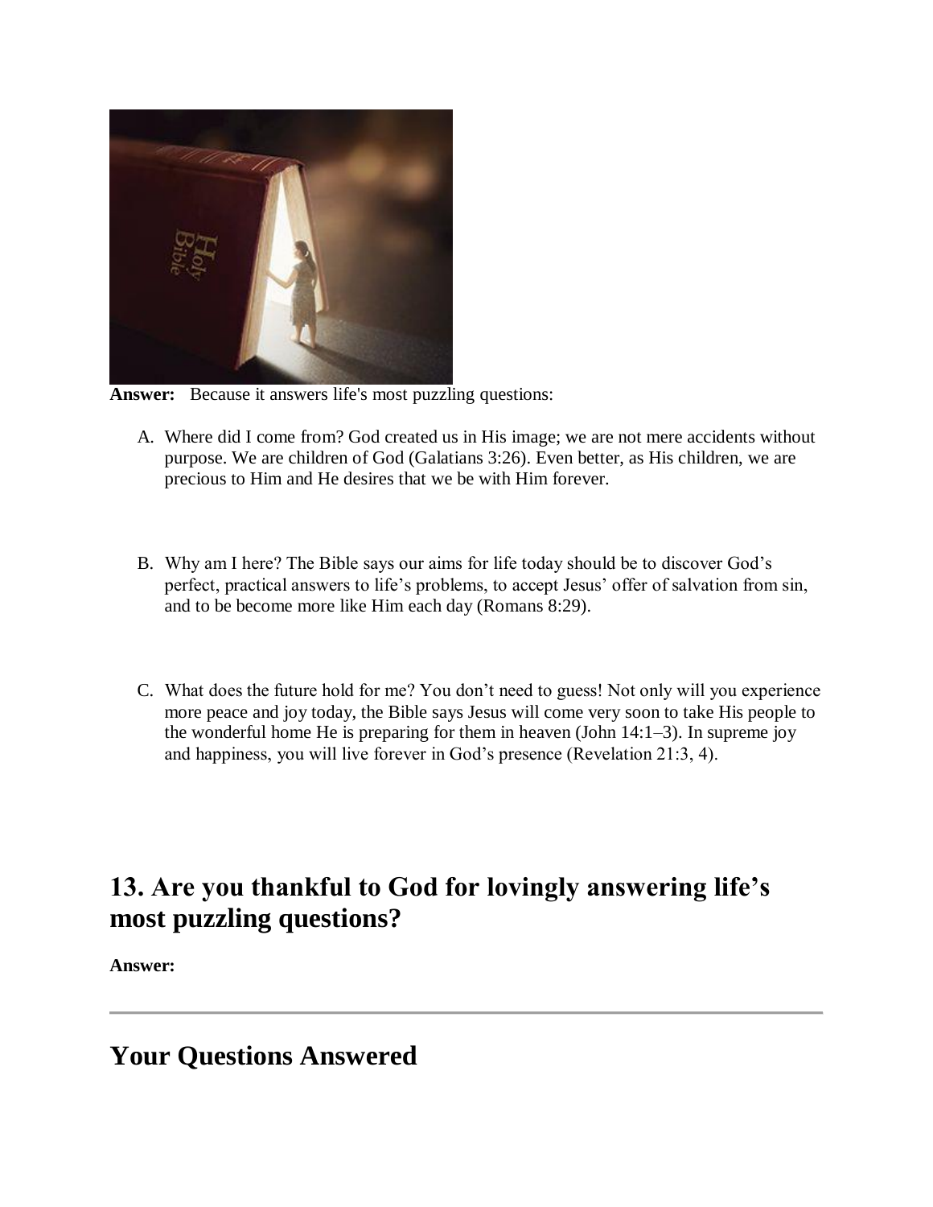**Answer:** Because it answers life's most puzzling questions:

A. Where did I come from? God created us in His image; we are not mere accidents without purpose. We are children of God (Galatians 3:26). Even better, as His children, we are precious to Him and He desires that we be with Him forever.

B. Why am I here? The Bible says our aims for life today should be to discover God's perfect, practical answers to life's problems, to accept Jesus' offer of salvation from sin, and to be become more like Him each day (Romans 8:29).

C. What does the future hold for me? You don't need to guess! Not only will you experience more peace and joy today, the Bible says Jesus will come very soon to take His people to the wonderful home He is preparing for them in heaven (John 14:1–3). In supreme joy and happiness, you will live forever in God's presence (Revelation 21:3, 4).

## 13. Are you thankful to God for lovingly answering life's most puzzling questions?

**Answer:**

---

## Your Questions Answered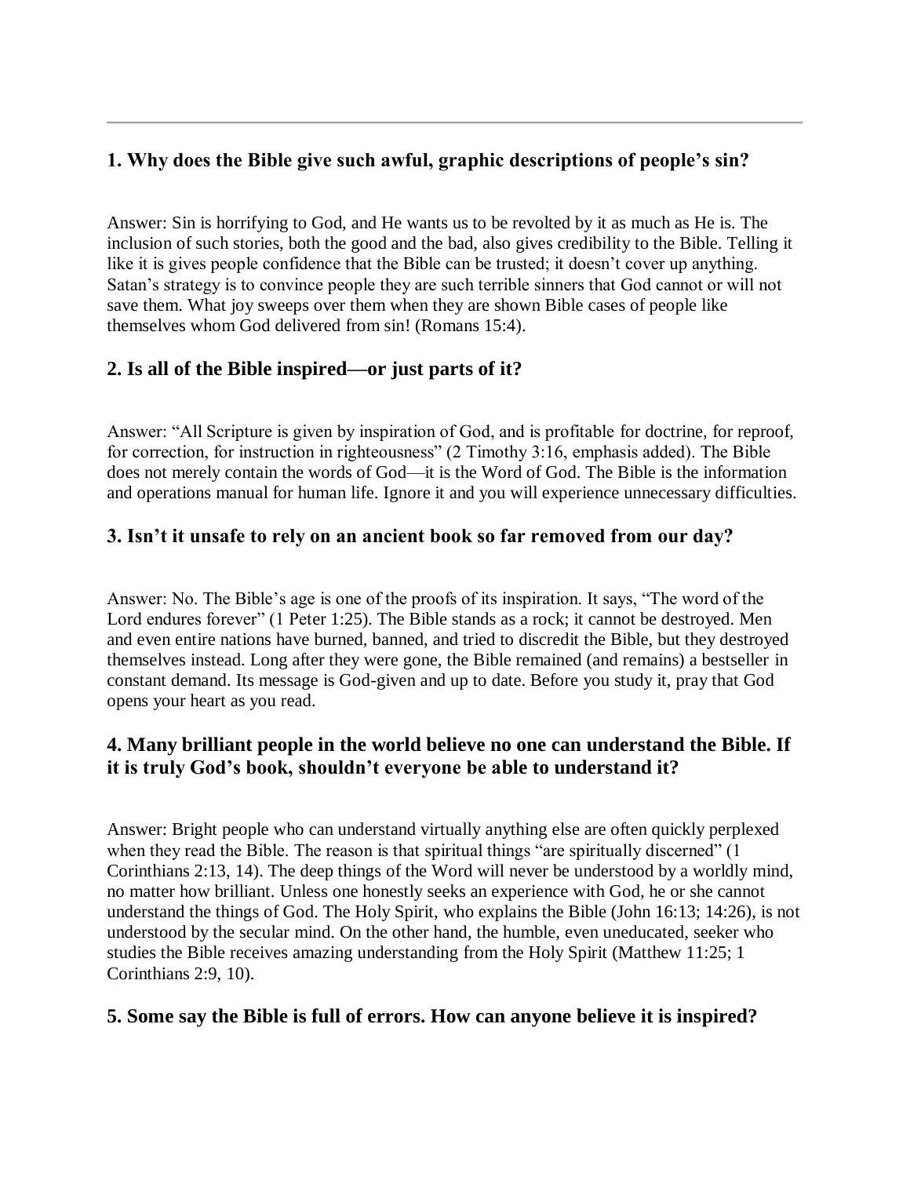---

### 1. Why does the Bible give such awful, graphic descriptions of people's sin?

Answer: Sin is horrifying to God, and He wants us to be revolted by it as much as He is. The inclusion of such stories, both the good and the bad, also gives credibility to the Bible. Telling it like it is gives people confidence that the Bible can be trusted; it doesn't cover up anything. Satan's strategy is to convince people they are such terrible sinners that God cannot or will not save them. What joy sweeps over them when they are shown Bible cases of people like themselves whom God delivered from sin! (Romans 15:4).

### 2. Is all of the Bible inspired—or just parts of it?

Answer: "All Scripture is given by inspiration of God, and is profitable for doctrine, for reproof, for correction, for instruction in righteousness" (2 Timothy 3:16, emphasis added). The Bible does not merely contain the words of God—it is the Word of God. The Bible is the information and operations manual for human life. Ignore it and you will experience unnecessary difficulties.

### 3. Isn't it unsafe to rely on an ancient book so far removed from our day?

Answer: No. The Bible's age is one of the proofs of its inspiration. It says, "The word of the Lord endures forever" (1 Peter 1:25). The Bible stands as a rock; it cannot be destroyed. Men and even entire nations have burned, banned, and tried to discredit the Bible, but they destroyed themselves instead. Long after they were gone, the Bible remained (and remains) a bestseller in constant demand. Its message is God-given and up to date. Before you study it, pray that God opens your heart as you read.

### 4. Many brilliant people in the world believe no one can understand the Bible. If it is truly God's book, shouldn't everyone be able to understand it?

Answer: Bright people who can understand virtually anything else are often quickly perplexed when they read the Bible. The reason is that spiritual things "are spiritually discerned" (1 Corinthians 2:13, 14). The deep things of the Word will never be understood by a worldly mind, no matter how brilliant. Unless one honestly seeks an experience with God, he or she cannot understand the things of God. The Holy Spirit, who explains the Bible (John 16:13; 14:26), is not understood by the secular mind. On the other hand, the humble, even uneducated, seeker who studies the Bible receives amazing understanding from the Holy Spirit (Matthew 11:25; 1 Corinthians 2:9, 10).

### 5. Some say the Bible is full of errors. How can anyone believe it is inspired?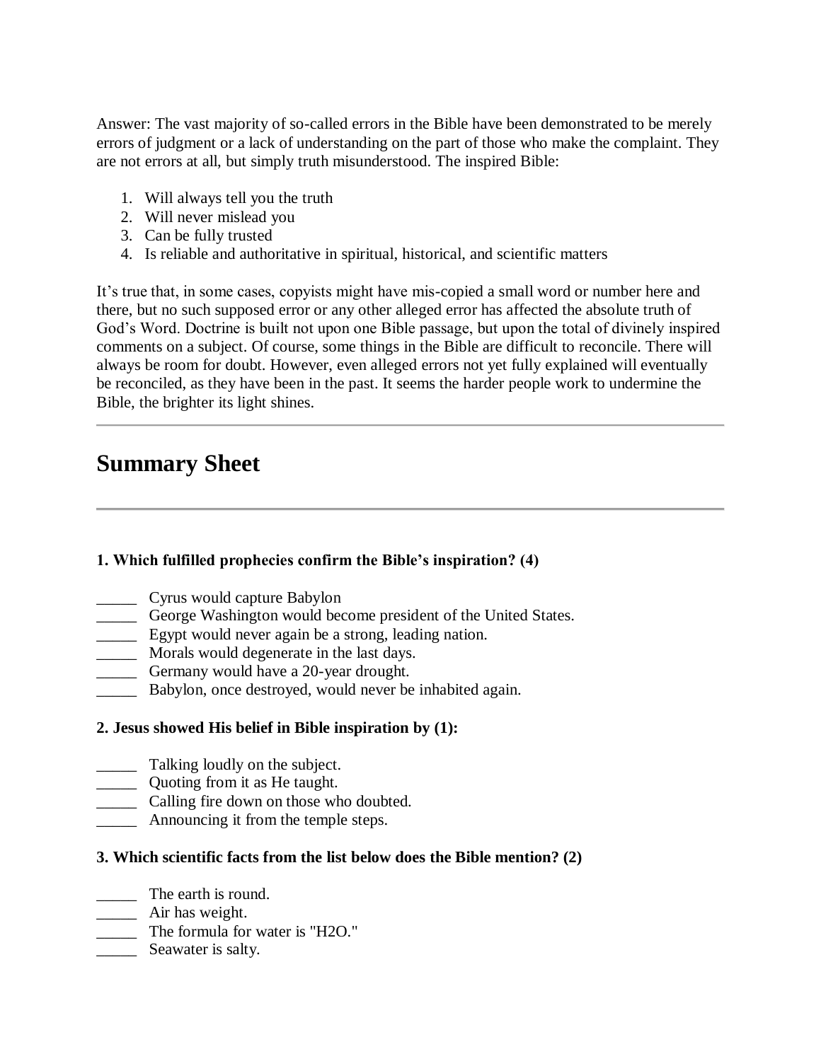Answer: The vast majority of so-called errors in the Bible have been demonstrated to be merely errors of judgment or a lack of understanding on the part of those who make the complaint. They are not errors at all, but simply truth misunderstood. The inspired Bible:

1. Will always tell you the truth
2. Will never mislead you
3. Can be fully trusted
4. Is reliable and authoritative in spiritual, historical, and scientific matters

It's true that, in some cases, copyists might have mis-copied a small word or number here and there, but no such supposed error or any other alleged error has affected the absolute truth of God's Word. Doctrine is built not upon one Bible passage, but upon the total of divinely inspired comments on a subject. Of course, some things in the Bible are difficult to reconcile. There will always be room for doubt. However, even alleged errors not yet fully explained will eventually be reconciled, as they have been in the past. It seems the harder people work to undermine the Bible, the brighter its light shines.

---

## Summary Sheet

---

**1. Which fulfilled prophecies confirm the Bible's inspiration? (4)**

_____ Cyrus would capture Babylon
_____ George Washington would become president of the United States.
_____ Egypt would never again be a strong, leading nation.
_____ Morals would degenerate in the last days.
_____ Germany would have a 20-year drought.
_____ Babylon, once destroyed, would never be inhabited again.

**2. Jesus showed His belief in Bible inspiration by (1):**

_____ Talking loudly on the subject.
_____ Quoting from it as He taught.
_____ Calling fire down on those who doubted.
_____ Announcing it from the temple steps.

**3. Which scientific facts from the list below does the Bible mention? (2)**

_____ The earth is round.
_____ Air has weight.
_____ The formula for water is "$H_2O$."
_____ Seawater is salty.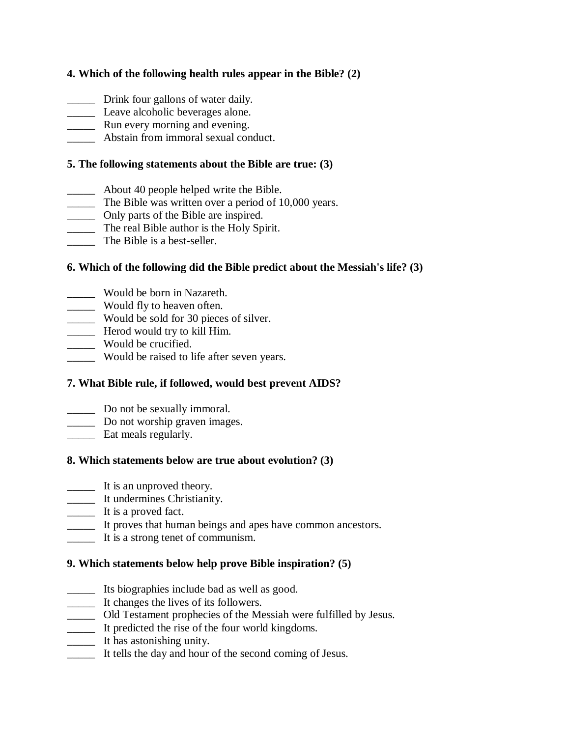**4. Which of the following health rules appear in the Bible? (2)**

_____ Drink four gallons of water daily.
_____ Leave alcoholic beverages alone.
_____ Run every morning and evening.
_____ Abstain from immoral sexual conduct.

**5. The following statements about the Bible are true: (3)**

_____ About 40 people helped write the Bible.
_____ The Bible was written over a period of 10,000 years.
_____ Only parts of the Bible are inspired.
_____ The real Bible author is the Holy Spirit.
_____ The Bible is a best-seller.

**6. Which of the following did the Bible predict about the Messiah's life? (3)**

_____ Would be born in Nazareth.
_____ Would fly to heaven often.
_____ Would be sold for 30 pieces of silver.
_____ Herod would try to kill Him.
_____ Would be crucified.
_____ Would be raised to life after seven years.

**7. What Bible rule, if followed, would best prevent AIDS?**

_____ Do not be sexually immoral.
_____ Do not worship graven images.
_____ Eat meals regularly.

**8. Which statements below are true about evolution? (3)**

_____ It is an unproved theory.
_____ It undermines Christianity.
_____ It is a proved fact.
_____ It proves that human beings and apes have common ancestors.
_____ It is a strong tenet of communism.

**9. Which statements below help prove Bible inspiration? (5)**

_____ Its biographies include bad as well as good.
_____ It changes the lives of its followers.
_____ Old Testament prophecies of the Messiah were fulfilled by Jesus.
_____ It predicted the rise of the four world kingdoms.
_____ It has astonishing unity.
_____ It tells the day and hour of the second coming of Jesus.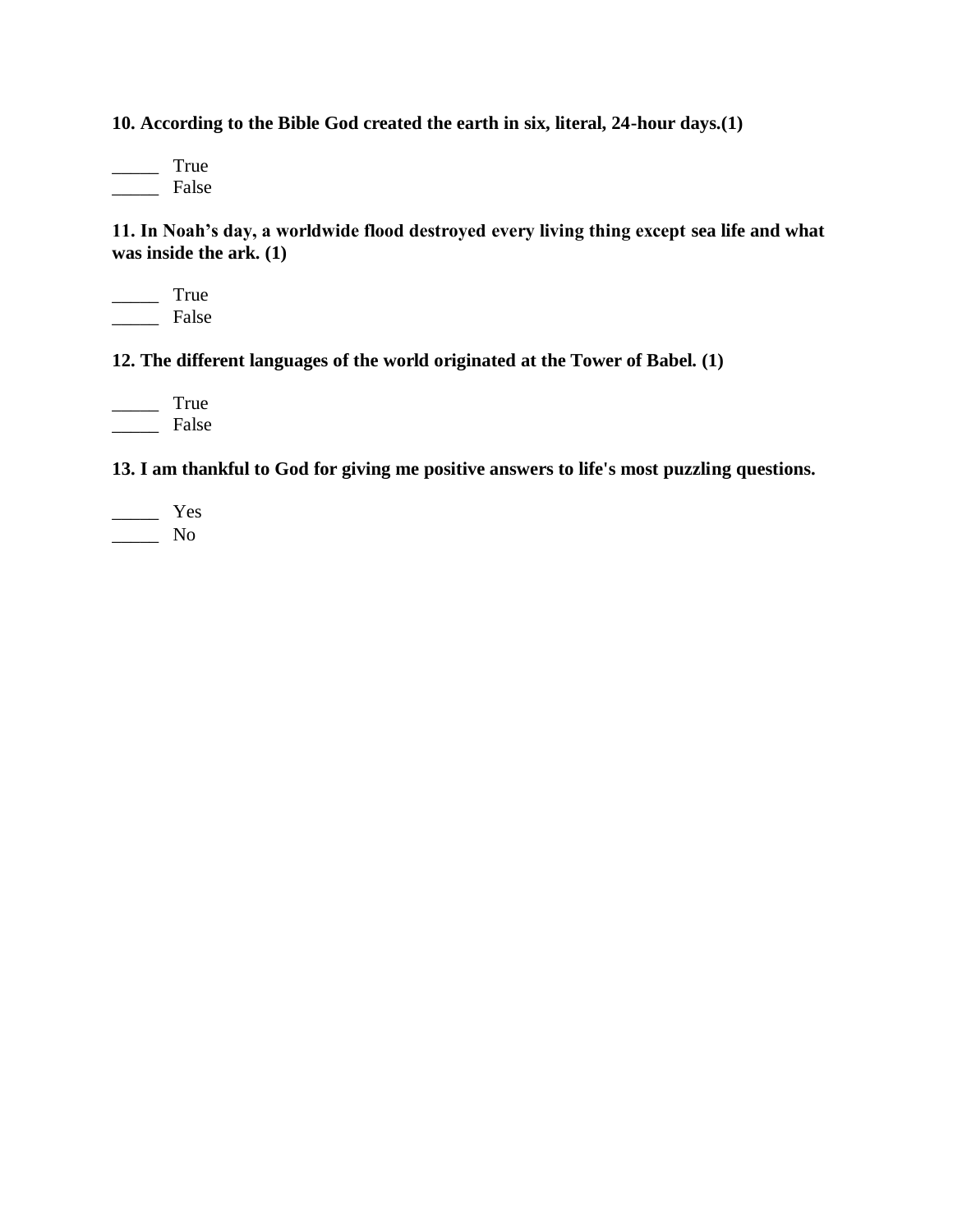**10. According to the Bible God created the earth in six, literal, 24-hour days.(1)**

_____ True
_____ False

**11. In Noah's day, a worldwide flood destroyed every living thing except sea life and what was inside the ark. (1)**

_____ True
_____ False

**12. The different languages of the world originated at the Tower of Babel. (1)**

_____ True
_____ False

**13. I am thankful to God for giving me positive answers to life's most puzzling questions.**

_____ Yes
_____ No